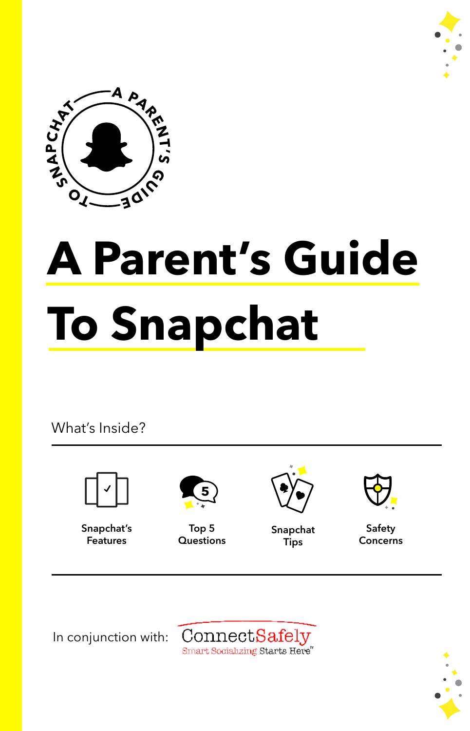A PARENT'S GUIDE TO SNAPCHAT

# A Parent's Guide To Snapchat

What's Inside?

Snapchat's Features

Top 5 Questions

Snapchat Tips

Safety Concerns

In conjunction with: ConnectSafely — Smart Socializing Starts Here™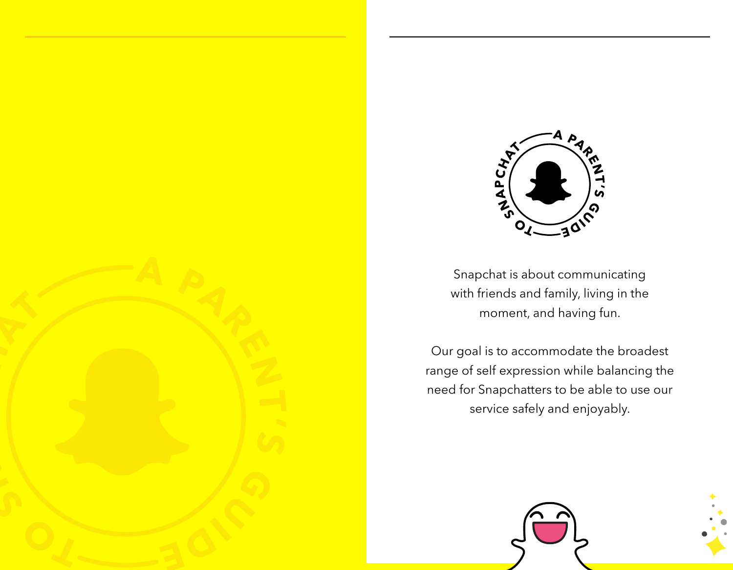A PARENT'S GUIDE TO SNAPCHAT

Snapchat is about communicating with friends and family, living in the moment, and having fun.

Our goal is to accommodate the broadest range of self expression while balancing the need for Snapchatters to be able to use our service safely and enjoyably.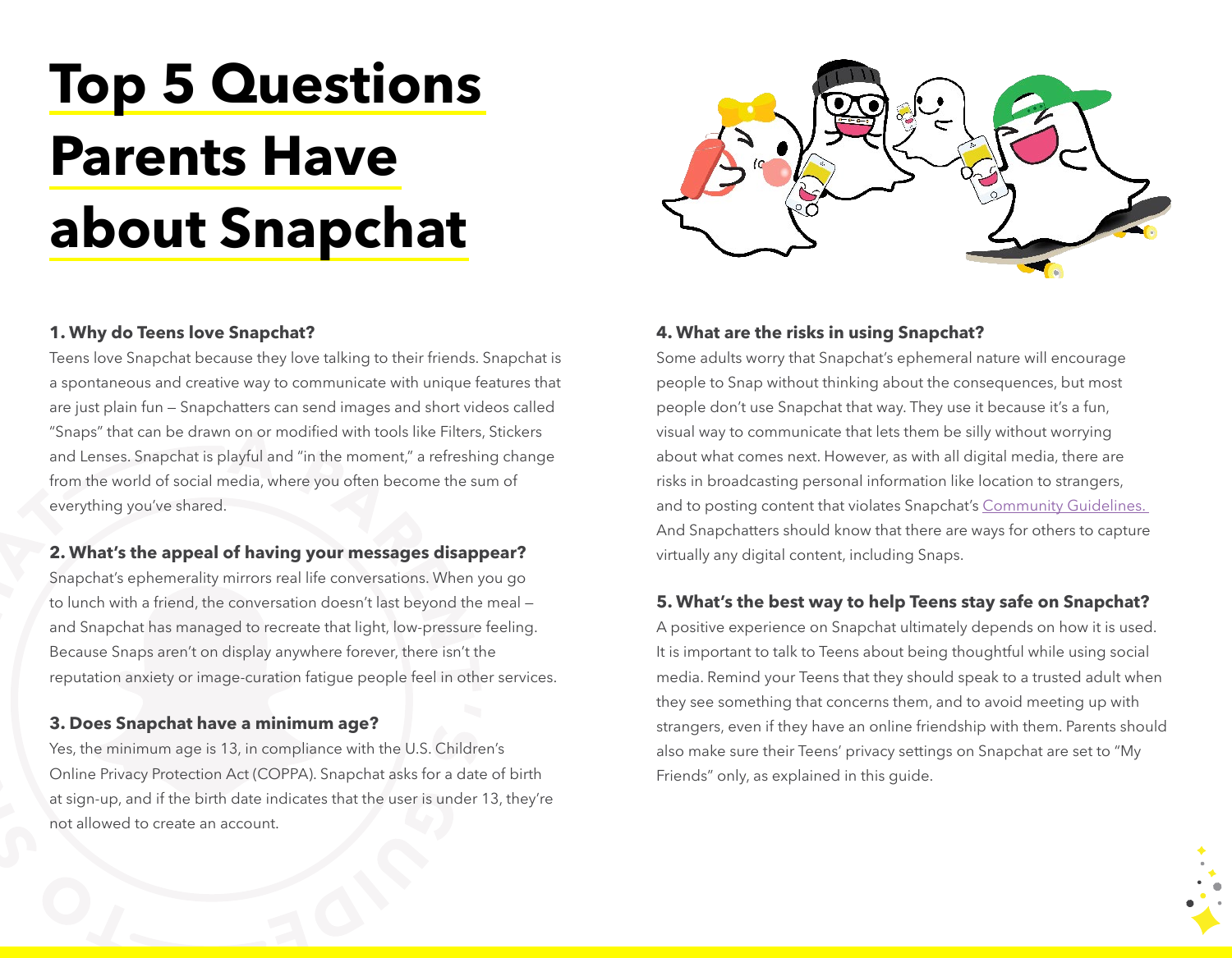# Top 5 Questions Parents Have about Snapchat

**1. Why do Teens love Snapchat?**

Teens love Snapchat because they love talking to their friends. Snapchat is a spontaneous and creative way to communicate with unique features that are just plain fun — Snapchatters can send images and short videos called "Snaps" that can be drawn on or modified with tools like Filters, Stickers and Lenses. Snapchat is playful and "in the moment," a refreshing change from the world of social media, where you often become the sum of everything you've shared.

**2. What's the appeal of having your messages disappear?**

Snapchat's ephemerality mirrors real life conversations. When you go to lunch with a friend, the conversation doesn't last beyond the meal — and Snapchat has managed to recreate that light, low-pressure feeling. Because Snaps aren't on display anywhere forever, there isn't the reputation anxiety or image-curation fatigue people feel in other services.

**3. Does Snapchat have a minimum age?**

Yes, the minimum age is 13, in compliance with the U.S. Children's Online Privacy Protection Act (COPPA). Snapchat asks for a date of birth at sign-up, and if the birth date indicates that the user is under 13, they're not allowed to create an account.

**4. What are the risks in using Snapchat?**

Some adults worry that Snapchat's ephemeral nature will encourage people to Snap without thinking about the consequences, but most people don't use Snapchat that way. They use it because it's a fun, visual way to communicate that lets them be silly without worrying about what comes next. However, as with all digital media, there are risks in broadcasting personal information like location to strangers, and to posting content that violates Snapchat's Community Guidelines. And Snapchatters should know that there are ways for others to capture virtually any digital content, including Snaps.

**5. What's the best way to help Teens stay safe on Snapchat?**

A positive experience on Snapchat ultimately depends on how it is used. It is important to talk to Teens about being thoughtful while using social media. Remind your Teens that they should speak to a trusted adult when they see something that concerns them, and to avoid meeting up with strangers, even if they have an online friendship with them. Parents should also make sure their Teens' privacy settings on Snapchat are set to "My Friends" only, as explained in this guide.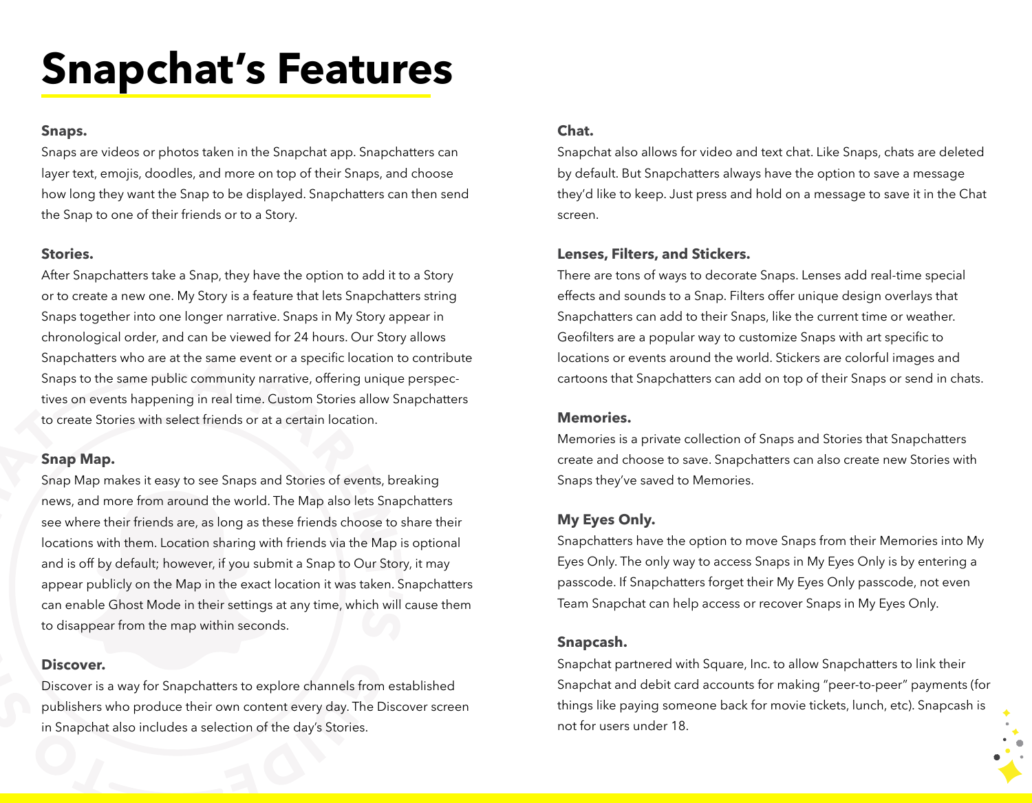# Snapchat's Features

**Snaps.**

Snaps are videos or photos taken in the Snapchat app. Snapchatters can layer text, emojis, doodles, and more on top of their Snaps, and choose how long they want the Snap to be displayed. Snapchatters can then send the Snap to one of their friends or to a Story.

**Stories.**

After Snapchatters take a Snap, they have the option to add it to a Story or to create a new one. My Story is a feature that lets Snapchatters string Snaps together into one longer narrative. Snaps in My Story appear in chronological order, and can be viewed for 24 hours. Our Story allows Snapchatters who are at the same event or a specific location to contribute Snaps to the same public community narrative, offering unique perspectives on events happening in real time. Custom Stories allow Snapchatters to create Stories with select friends or at a certain location.

**Snap Map.**

Snap Map makes it easy to see Snaps and Stories of events, breaking news, and more from around the world. The Map also lets Snapchatters see where their friends are, as long as these friends choose to share their locations with them. Location sharing with friends via the Map is optional and is off by default; however, if you submit a Snap to Our Story, it may appear publicly on the Map in the exact location it was taken. Snapchatters can enable Ghost Mode in their settings at any time, which will cause them to disappear from the map within seconds.

**Discover.**

Discover is a way for Snapchatters to explore channels from established publishers who produce their own content every day. The Discover screen in Snapchat also includes a selection of the day's Stories.

**Chat.**

Snapchat also allows for video and text chat. Like Snaps, chats are deleted by default. But Snapchatters always have the option to save a message they'd like to keep. Just press and hold on a message to save it in the Chat screen.

**Lenses, Filters, and Stickers.**

There are tons of ways to decorate Snaps. Lenses add real-time special effects and sounds to a Snap. Filters offer unique design overlays that Snapchatters can add to their Snaps, like the current time or weather. Geofilters are a popular way to customize Snaps with art specific to locations or events around the world. Stickers are colorful images and cartoons that Snapchatters can add on top of their Snaps or send in chats.

**Memories.**

Memories is a private collection of Snaps and Stories that Snapchatters create and choose to save. Snapchatters can also create new Stories with Snaps they've saved to Memories.

**My Eyes Only.**

Snapchatters have the option to move Snaps from their Memories into My Eyes Only. The only way to access Snaps in My Eyes Only is by entering a passcode. If Snapchatters forget their My Eyes Only passcode, not even Team Snapchat can help access or recover Snaps in My Eyes Only.

**Snapcash.**

Snapchat partnered with Square, Inc. to allow Snapchatters to link their Snapchat and debit card accounts for making "peer-to-peer" payments (for things like paying someone back for movie tickets, lunch, etc). Snapcash is not for users under 18.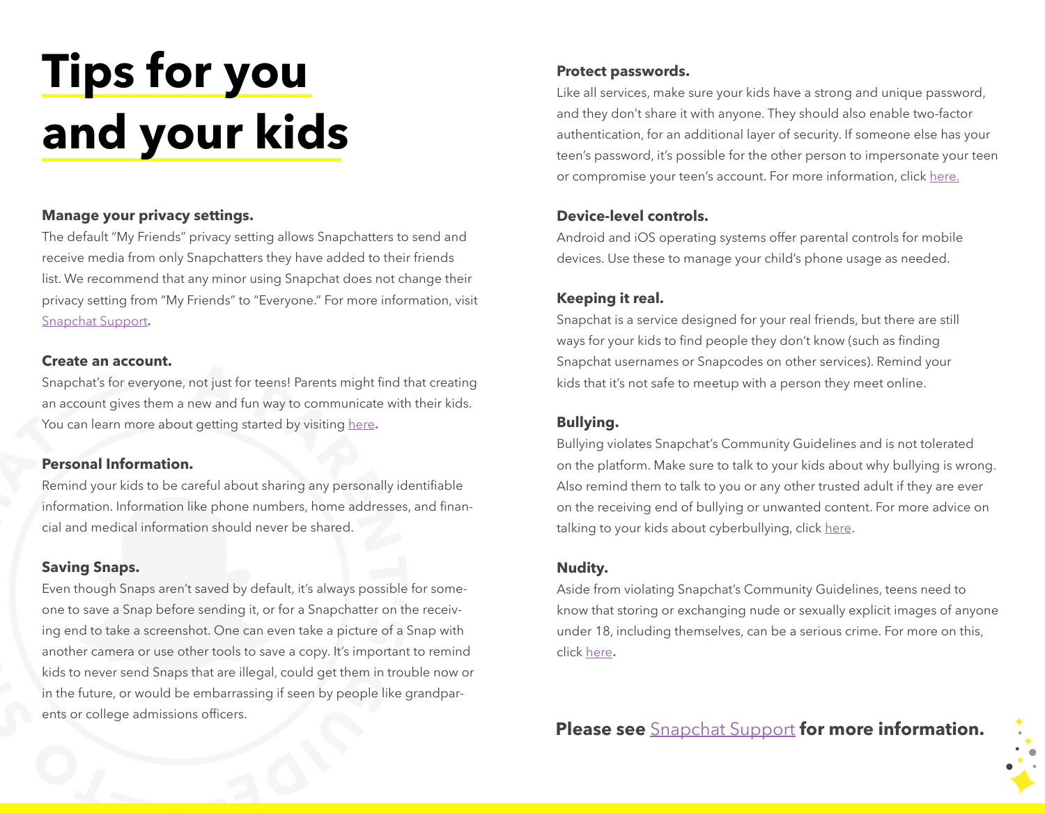# Tips for you and your kids

**Manage your privacy settings.**
The default "My Friends" privacy setting allows Snapchatters to send and receive media from only Snapchatters they have added to their friends list. We recommend that any minor using Snapchat does not change their privacy setting from "My Friends" to "Everyone." For more information, visit Snapchat Support.

**Create an account.**
Snapchat's for everyone, not just for teens! Parents might find that creating an account gives them a new and fun way to communicate with their kids. You can learn more about getting started by visiting here.

**Personal Information.**
Remind your kids to be careful about sharing any personally identifiable information. Information like phone numbers, home addresses, and financial and medical information should never be shared.

**Saving Snaps.**
Even though Snaps aren't saved by default, it's always possible for someone to save a Snap before sending it, or for a Snapchatter on the receiving end to take a screenshot. One can even take a picture of a Snap with another camera or use other tools to save a copy. It's important to remind kids to never send Snaps that are illegal, could get them in trouble now or in the future, or would be embarrassing if seen by people like grandparents or college admissions officers.

**Protect passwords.**
Like all services, make sure your kids have a strong and unique password, and they don't share it with anyone. They should also enable two-factor authentication, for an additional layer of security. If someone else has your teen's password, it's possible for the other person to impersonate your teen or compromise your teen's account. For more information, click here.

**Device-level controls.**
Android and iOS operating systems offer parental controls for mobile devices. Use these to manage your child's phone usage as needed.

**Keeping it real.**
Snapchat is a service designed for your real friends, but there are still ways for your kids to find people they don't know (such as finding Snapchat usernames or Snapcodes on other services). Remind your kids that it's not safe to meetup with a person they meet online.

**Bullying.**
Bullying violates Snapchat's Community Guidelines and is not tolerated on the platform. Make sure to talk to your kids about why bullying is wrong. Also remind them to talk to you or any other trusted adult if they are ever on the receiving end of bullying or unwanted content. For more advice on talking to your kids about cyberbullying, click here.

**Nudity.**
Aside from violating Snapchat's Community Guidelines, teens need to know that storing or exchanging nude or sexually explicit images of anyone under 18, including themselves, can be a serious crime. For more on this, click here.

**Please see Snapchat Support for more information.**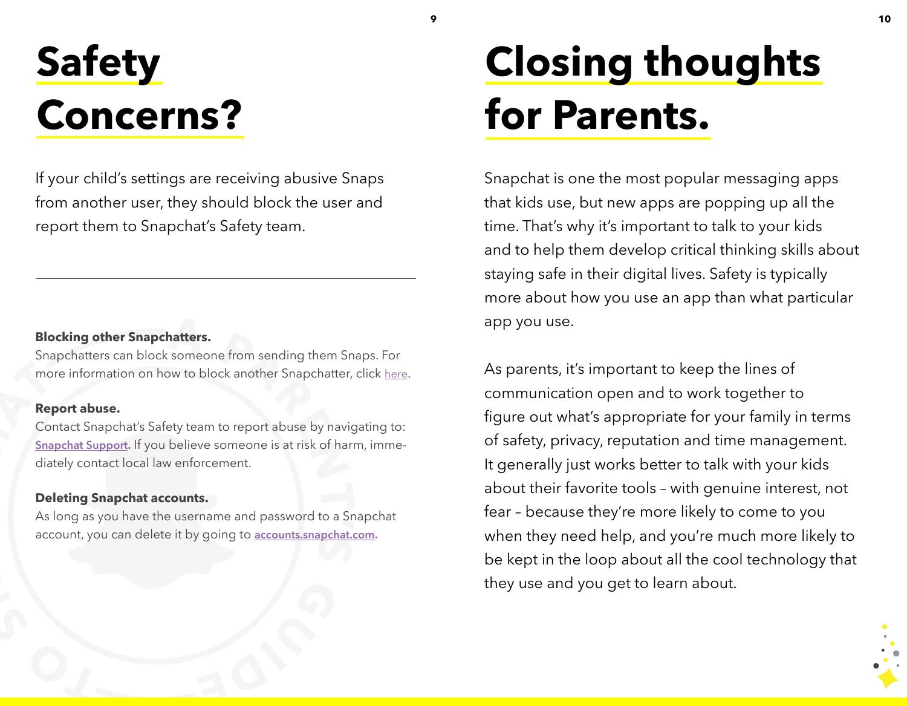# Safety Concerns?

If your child's settings are receiving abusive Snaps from another user, they should block the user and report them to Snapchat's Safety team.

---

**Blocking other Snapchatters.**
Snapchatters can block someone from sending them Snaps. For more information on how to block another Snapchatter, click here.

**Report abuse.**
Contact Snapchat's Safety team to report abuse by navigating to: **Snapchat Support**. If you believe someone is at risk of harm, immediately contact local law enforcement.

**Deleting Snapchat accounts.**
As long as you have the username and password to a Snapchat account, you can delete it by going to **accounts.snapchat.com**.

# Closing thoughts for Parents.

Snapchat is one the most popular messaging apps that kids use, but new apps are popping up all the time. That's why it's important to talk to your kids and to help them develop critical thinking skills about staying safe in their digital lives. Safety is typically more about how you use an app than what particular app you use.

As parents, it's important to keep the lines of communication open and to work together to figure out what's appropriate for your family in terms of safety, privacy, reputation and time management. It generally just works better to talk with your kids about their favorite tools – with genuine interest, not fear – because they're more likely to come to you when they need help, and you're much more likely to be kept in the loop about all the cool technology that they use and you get to learn about.